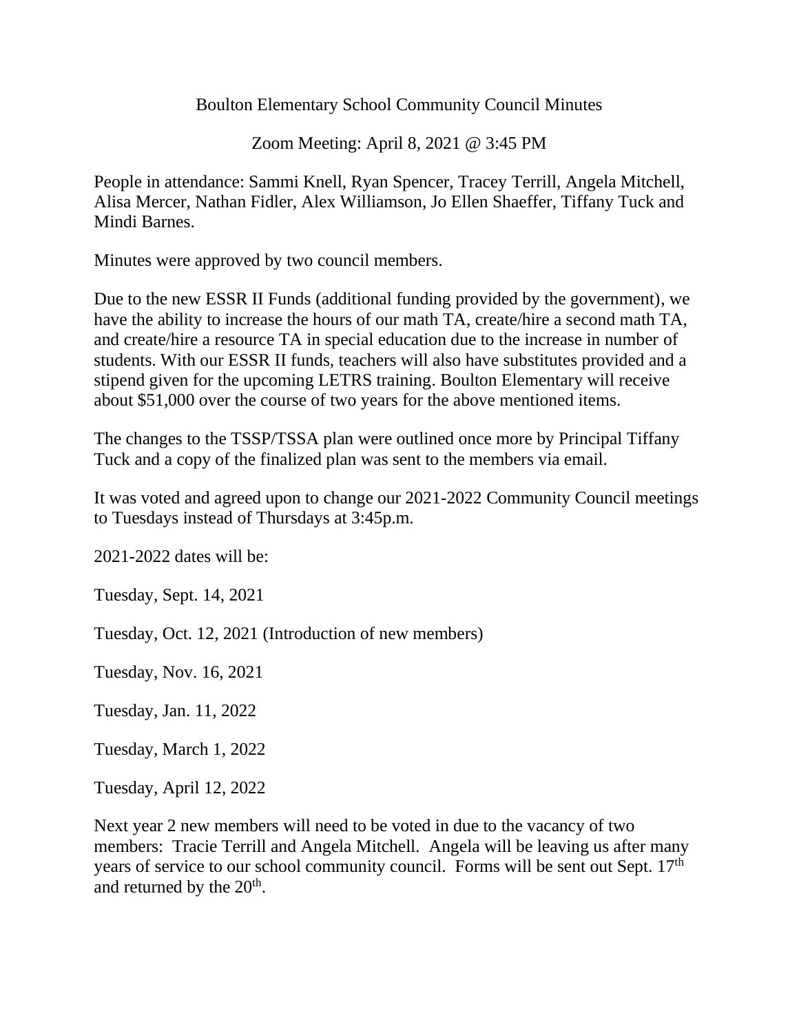Boulton Elementary School Community Council Minutes

Zoom Meeting: April 8, 2021 @ 3:45 PM

People in attendance: Sammi Knell, Ryan Spencer, Tracey Terrill, Angela Mitchell, Alisa Mercer, Nathan Fidler, Alex Williamson, Jo Ellen Shaeffer, Tiffany Tuck and Mindi Barnes.

Minutes were approved by two council members.

Due to the new ESSR II Funds (additional funding provided by the government), we have the ability to increase the hours of our math TA, create/hire a second math TA, and create/hire a resource TA in special education due to the increase in number of students. With our ESSR II funds, teachers will also have substitutes provided and a stipend given for the upcoming LETRS training. Boulton Elementary will receive about $51,000 over the course of two years for the above mentioned items.

The changes to the TSSP/TSSA plan were outlined once more by Principal Tiffany Tuck and a copy of the finalized plan was sent to the members via email.

It was voted and agreed upon to change our 2021-2022 Community Council meetings to Tuesdays instead of Thursdays at 3:45p.m.

2021-2022 dates will be:

Tuesday, Sept. 14, 2021

Tuesday, Oct. 12, 2021 (Introduction of new members)

Tuesday, Nov. 16, 2021

Tuesday, Jan. 11, 2022

Tuesday, March 1, 2022

Tuesday, April 12, 2022

Next year 2 new members will need to be voted in due to the vacancy of two members: Tracie Terrill and Angela Mitchell. Angela will be leaving us after many years of service to our school community council. Forms will be sent out Sept. 17th and returned by the 20th.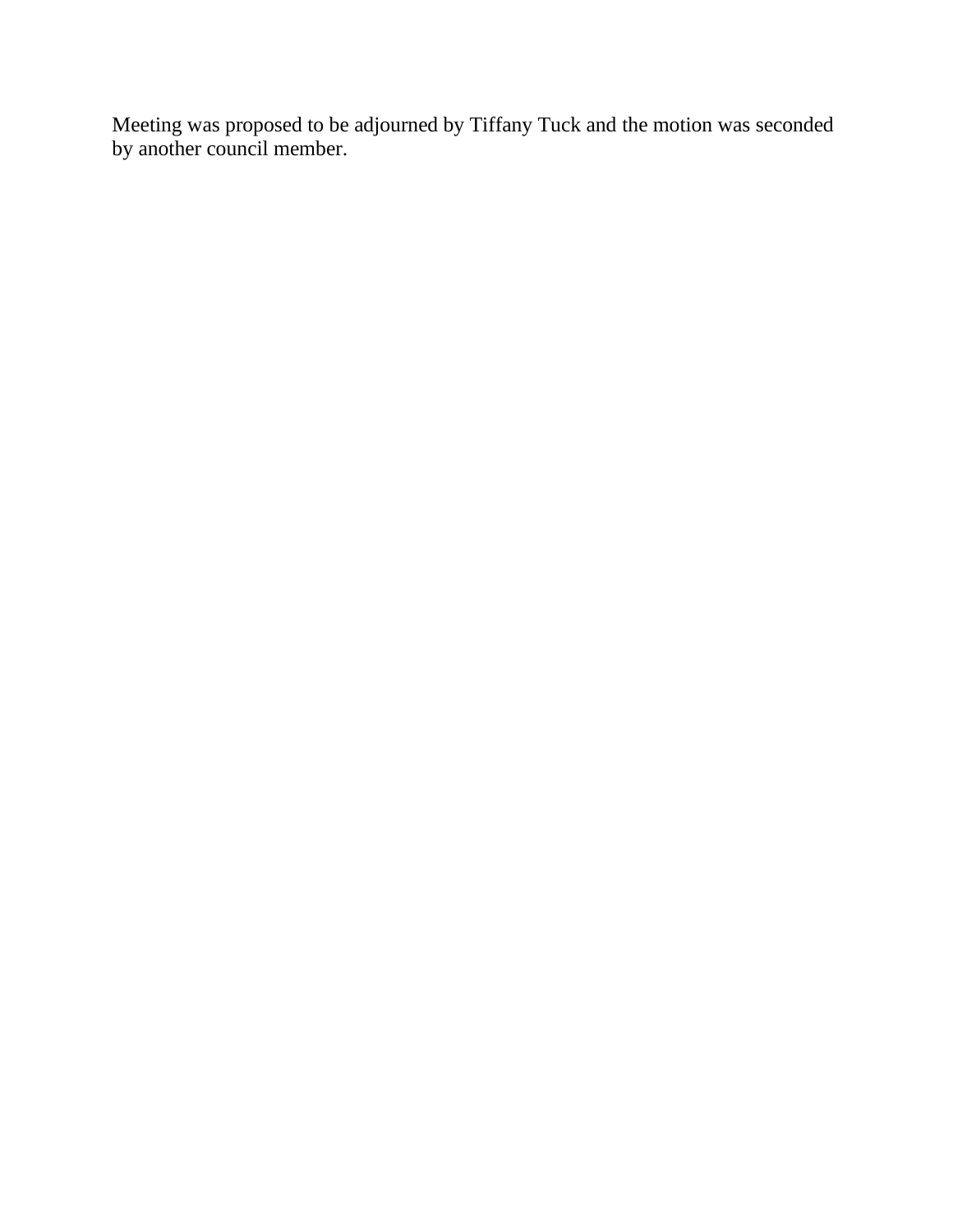Meeting was proposed to be adjourned by Tiffany Tuck and the motion was seconded by another council member.